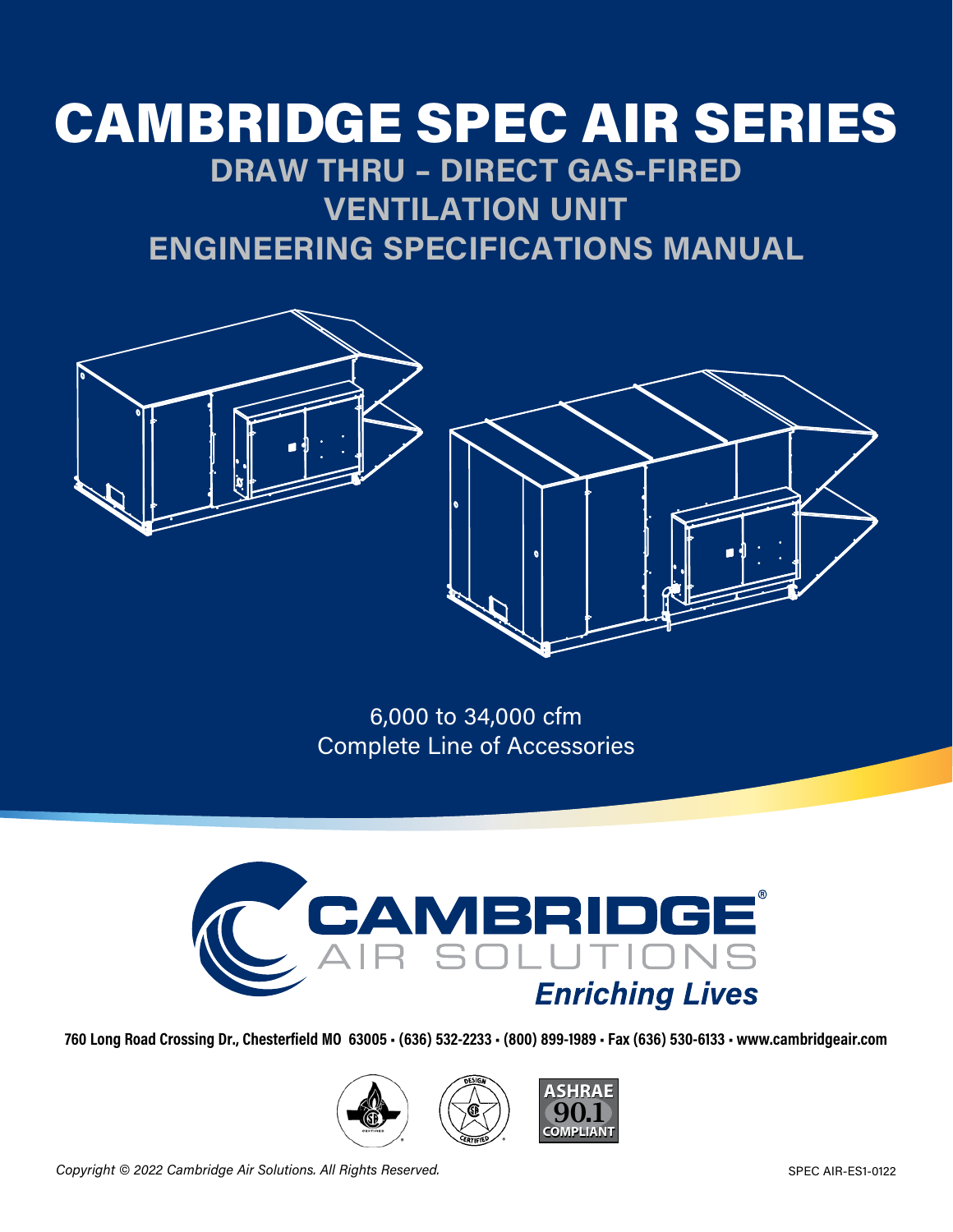# CAMBRIDGE SPEC AIR SERIES

## DRAW THRU – DIRECT GAS-FIRED VENTILATION UNIT ENGINEERING SPECIFICATIONS MANUAL

6,000 to 34,000 cfm
Complete Line of Accessories

CAMBRIDGE®
AIR SOLUTIONS
*Enriching Lives*

**760 Long Road Crossing Dr., Chesterfield MO 63005 • (636) 532-2233 • (800) 899-1989 • Fax (636) 530-6133 • www.cambridgeair.com**

ASHRAE 90.1 COMPLIANT

*Copyright © 2022 Cambridge Air Solutions. All Rights Reserved.*

SPEC AIR-ES1-0122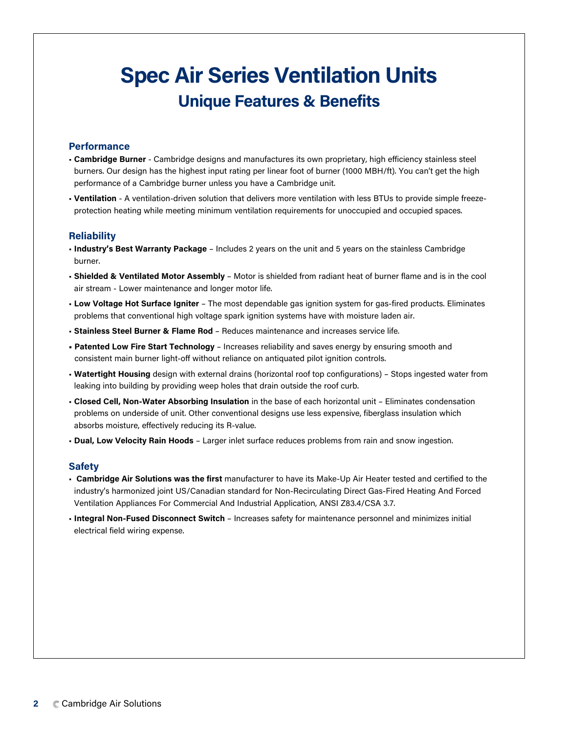# Spec Air Series Ventilation Units

## Unique Features & Benefits

### Performance

- **Cambridge Burner** - Cambridge designs and manufactures its own proprietary, high efficiency stainless steel burners. Our design has the highest input rating per linear foot of burner (1000 MBH/ft). You can't get the high performance of a Cambridge burner unless you have a Cambridge unit.
- **Ventilation** - A ventilation-driven solution that delivers more ventilation with less BTUs to provide simple freeze-protection heating while meeting minimum ventilation requirements for unoccupied and occupied spaces.

### Reliability

- **Industry's Best Warranty Package** – Includes 2 years on the unit and 5 years on the stainless Cambridge burner.
- **Shielded & Ventilated Motor Assembly** – Motor is shielded from radiant heat of burner flame and is in the cool air stream - Lower maintenance and longer motor life.
- **Low Voltage Hot Surface Igniter** – The most dependable gas ignition system for gas-fired products. Eliminates problems that conventional high voltage spark ignition systems have with moisture laden air.
- **Stainless Steel Burner & Flame Rod** – Reduces maintenance and increases service life.
- **Patented Low Fire Start Technology** – Increases reliability and saves energy by ensuring smooth and consistent main burner light-off without reliance on antiquated pilot ignition controls.
- **Watertight Housing** design with external drains (horizontal roof top configurations) – Stops ingested water from leaking into building by providing weep holes that drain outside the roof curb.
- **Closed Cell, Non-Water Absorbing Insulation** in the base of each horizontal unit – Eliminates condensation problems on underside of unit. Other conventional designs use less expensive, fiberglass insulation which absorbs moisture, effectively reducing its R-value.
- **Dual, Low Velocity Rain Hoods** – Larger inlet surface reduces problems from rain and snow ingestion.

### Safety

- **Cambridge Air Solutions was the first** manufacturer to have its Make-Up Air Heater tested and certified to the industry's harmonized joint US/Canadian standard for Non-Recirculating Direct Gas-Fired Heating And Forced Ventilation Appliances For Commercial And Industrial Application, ANSI Z83.4/CSA 3.7.
- **Integral Non-Fused Disconnect Switch** – Increases safety for maintenance personnel and minimizes initial electrical field wiring expense.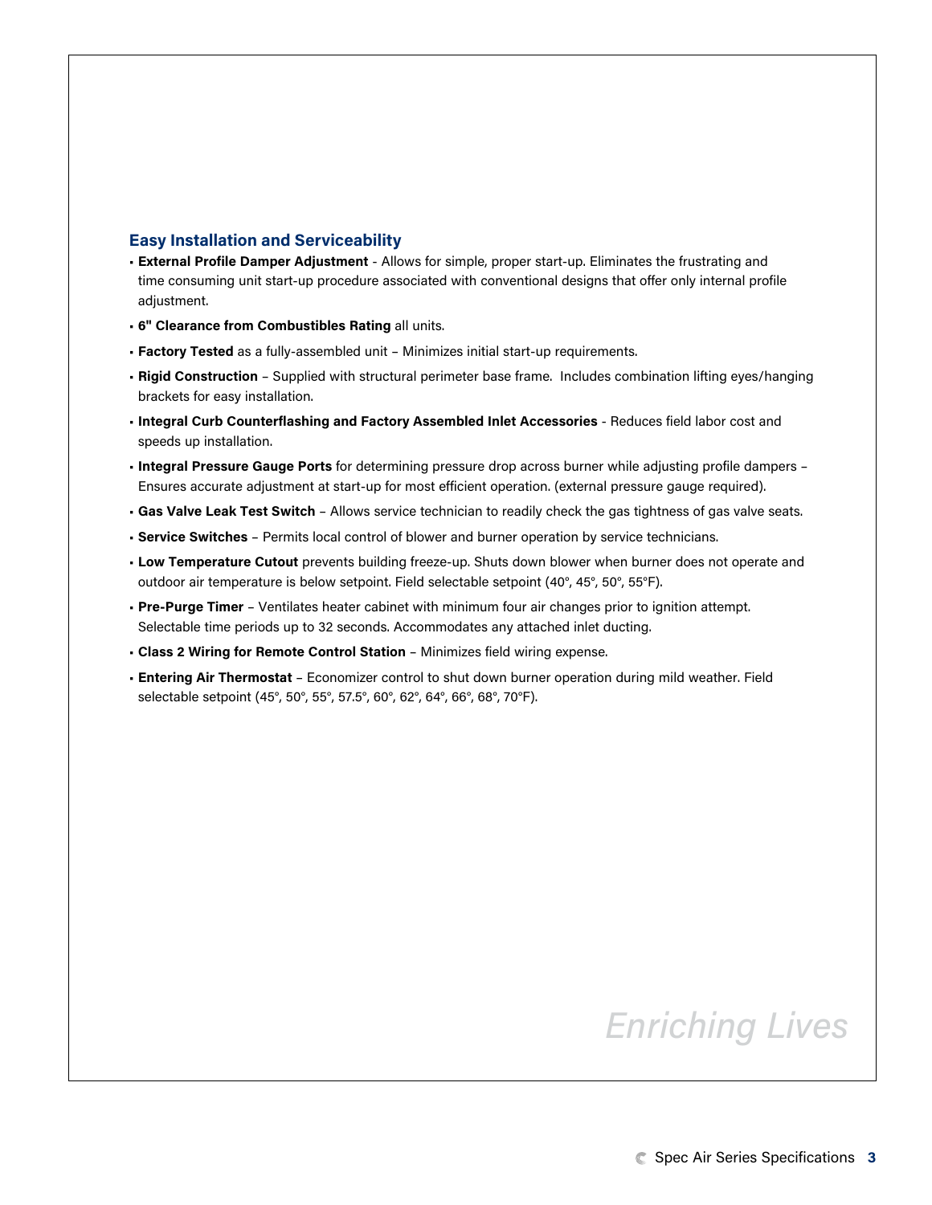## Easy Installation and Serviceability

- **External Profile Damper Adjustment** - Allows for simple, proper start-up. Eliminates the frustrating and time consuming unit start-up procedure associated with conventional designs that offer only internal profile adjustment.
- **6" Clearance from Combustibles Rating** all units.
- **Factory Tested** as a fully-assembled unit – Minimizes initial start-up requirements.
- **Rigid Construction** – Supplied with structural perimeter base frame. Includes combination lifting eyes/hanging brackets for easy installation.
- **Integral Curb Counterflashing and Factory Assembled Inlet Accessories** - Reduces field labor cost and speeds up installation.
- **Integral Pressure Gauge Ports** for determining pressure drop across burner while adjusting profile dampers – Ensures accurate adjustment at start-up for most efficient operation. (external pressure gauge required).
- **Gas Valve Leak Test Switch** – Allows service technician to readily check the gas tightness of gas valve seats.
- **Service Switches** – Permits local control of blower and burner operation by service technicians.
- **Low Temperature Cutout** prevents building freeze-up. Shuts down blower when burner does not operate and outdoor air temperature is below setpoint. Field selectable setpoint (40°, 45°, 50°, 55°F).
- **Pre-Purge Timer** – Ventilates heater cabinet with minimum four air changes prior to ignition attempt. Selectable time periods up to 32 seconds. Accommodates any attached inlet ducting.
- **Class 2 Wiring for Remote Control Station** – Minimizes field wiring expense.
- **Entering Air Thermostat** – Economizer control to shut down burner operation during mild weather. Field selectable setpoint (45°, 50°, 55°, 57.5°, 60°, 62°, 64°, 66°, 68°, 70°F).

*Enriching Lives*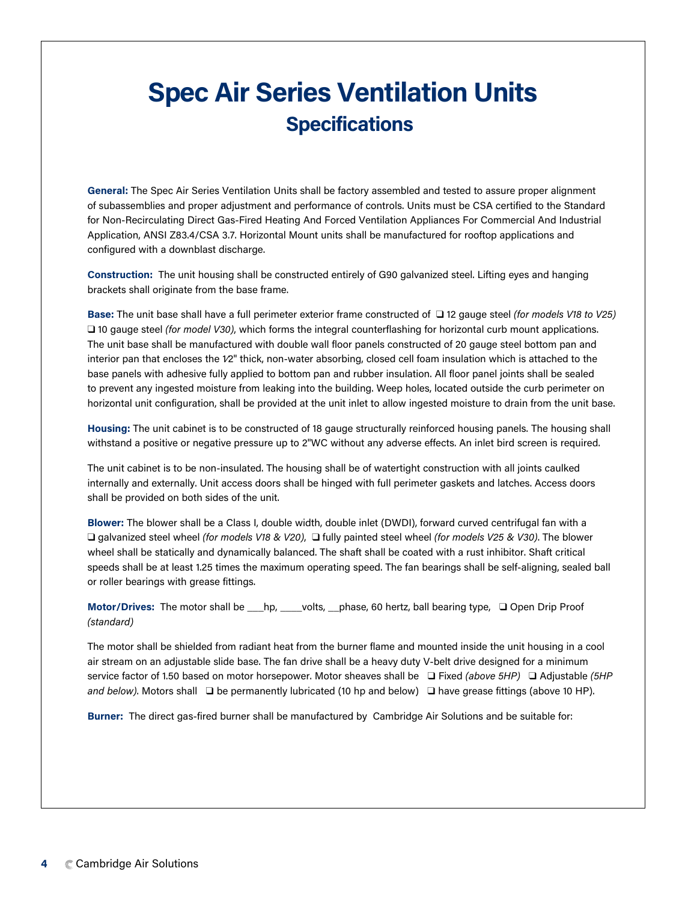# Spec Air Series Ventilation Units

## Specifications

**General:** The Spec Air Series Ventilation Units shall be factory assembled and tested to assure proper alignment of subassemblies and proper adjustment and performance of controls. Units must be CSA certified to the Standard for Non-Recirculating Direct Gas-Fired Heating And Forced Ventilation Appliances For Commercial And Industrial Application, ANSI Z83.4/CSA 3.7. Horizontal Mount units shall be manufactured for rooftop applications and configured with a downblast discharge.

**Construction:** The unit housing shall be constructed entirely of G90 galvanized steel. Lifting eyes and hanging brackets shall originate from the base frame.

**Base:** The unit base shall have a full perimeter exterior frame constructed of ❑ 12 gauge steel *(for models V18 to V25)* ❑ 10 gauge steel *(for model V30)*, which forms the integral counterflashing for horizontal curb mount applications. The unit base shall be manufactured with double wall floor panels constructed of 20 gauge steel bottom pan and interior pan that encloses the 1⁄2" thick, non-water absorbing, closed cell foam insulation which is attached to the base panels with adhesive fully applied to bottom pan and rubber insulation. All floor panel joints shall be sealed to prevent any ingested moisture from leaking into the building. Weep holes, located outside the curb perimeter on horizontal unit configuration, shall be provided at the unit inlet to allow ingested moisture to drain from the unit base.

**Housing:** The unit cabinet is to be constructed of 18 gauge structurally reinforced housing panels. The housing shall withstand a positive or negative pressure up to 2"WC without any adverse effects. An inlet bird screen is required.

The unit cabinet is to be non-insulated. The housing shall be of watertight construction with all joints caulked internally and externally. Unit access doors shall be hinged with full perimeter gaskets and latches. Access doors shall be provided on both sides of the unit.

**Blower:** The blower shall be a Class I, double width, double inlet (DWDI), forward curved centrifugal fan with a ❑ galvanized steel wheel *(for models V18 & V20)*, ❑ fully painted steel wheel *(for models V25 & V30)*. The blower wheel shall be statically and dynamically balanced. The shaft shall be coated with a rust inhibitor. Shaft critical speeds shall be at least 1.25 times the maximum operating speed. The fan bearings shall be self-aligning, sealed ball or roller bearings with grease fittings.

**Motor/Drives:** The motor shall be ___hp, ____volts, __phase, 60 hertz, ball bearing type, ❑ Open Drip Proof *(standard)*

The motor shall be shielded from radiant heat from the burner flame and mounted inside the unit housing in a cool air stream on an adjustable slide base. The fan drive shall be a heavy duty V-belt drive designed for a minimum service factor of 1.50 based on motor horsepower. Motor sheaves shall be ❑ Fixed *(above 5HP)* ❑ Adjustable *(5HP and below)*. Motors shall ❑ be permanently lubricated (10 hp and below) ❑ have grease fittings (above 10 HP).

**Burner:** The direct gas-fired burner shall be manufactured by Cambridge Air Solutions and be suitable for: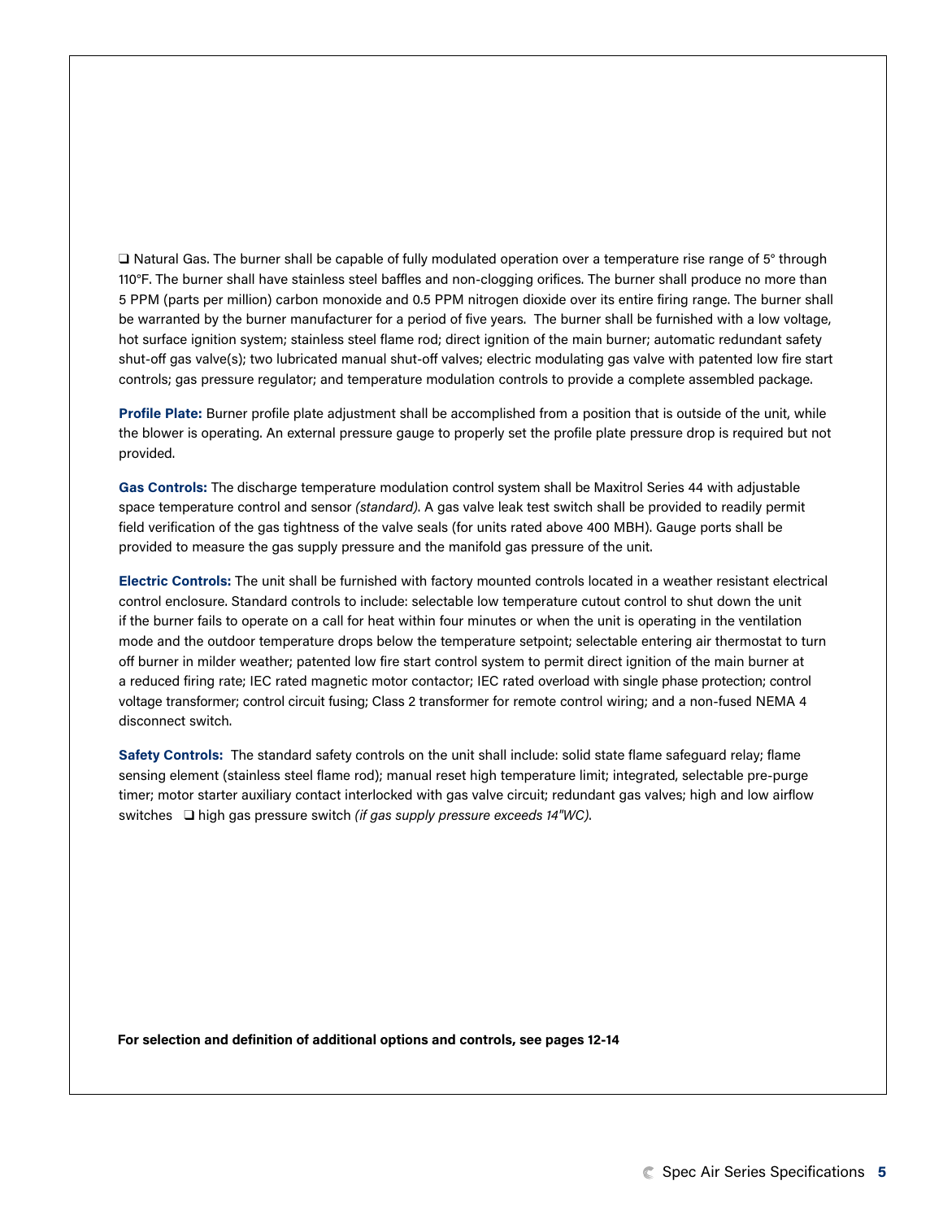❑ Natural Gas. The burner shall be capable of fully modulated operation over a temperature rise range of 5° through 110°F. The burner shall have stainless steel baffles and non-clogging orifices. The burner shall produce no more than 5 PPM (parts per million) carbon monoxide and 0.5 PPM nitrogen dioxide over its entire firing range. The burner shall be warranted by the burner manufacturer for a period of five years. The burner shall be furnished with a low voltage, hot surface ignition system; stainless steel flame rod; direct ignition of the main burner; automatic redundant safety shut-off gas valve(s); two lubricated manual shut-off valves; electric modulating gas valve with patented low fire start controls; gas pressure regulator; and temperature modulation controls to provide a complete assembled package.

**Profile Plate:** Burner profile plate adjustment shall be accomplished from a position that is outside of the unit, while the blower is operating. An external pressure gauge to properly set the profile plate pressure drop is required but not provided.

**Gas Controls:** The discharge temperature modulation control system shall be Maxitrol Series 44 with adjustable space temperature control and sensor *(standard)*. A gas valve leak test switch shall be provided to readily permit field verification of the gas tightness of the valve seals (for units rated above 400 MBH). Gauge ports shall be provided to measure the gas supply pressure and the manifold gas pressure of the unit.

**Electric Controls:** The unit shall be furnished with factory mounted controls located in a weather resistant electrical control enclosure. Standard controls to include: selectable low temperature cutout control to shut down the unit if the burner fails to operate on a call for heat within four minutes or when the unit is operating in the ventilation mode and the outdoor temperature drops below the temperature setpoint; selectable entering air thermostat to turn off burner in milder weather; patented low fire start control system to permit direct ignition of the main burner at a reduced firing rate; IEC rated magnetic motor contactor; IEC rated overload with single phase protection; control voltage transformer; control circuit fusing; Class 2 transformer for remote control wiring; and a non-fused NEMA 4 disconnect switch.

**Safety Controls:** The standard safety controls on the unit shall include: solid state flame safeguard relay; flame sensing element (stainless steel flame rod); manual reset high temperature limit; integrated, selectable pre-purge timer; motor starter auxiliary contact interlocked with gas valve circuit; redundant gas valves; high and low airflow switches ❑ high gas pressure switch *(if gas supply pressure exceeds 14"WC)*.

**For selection and definition of additional options and controls, see pages 12-14**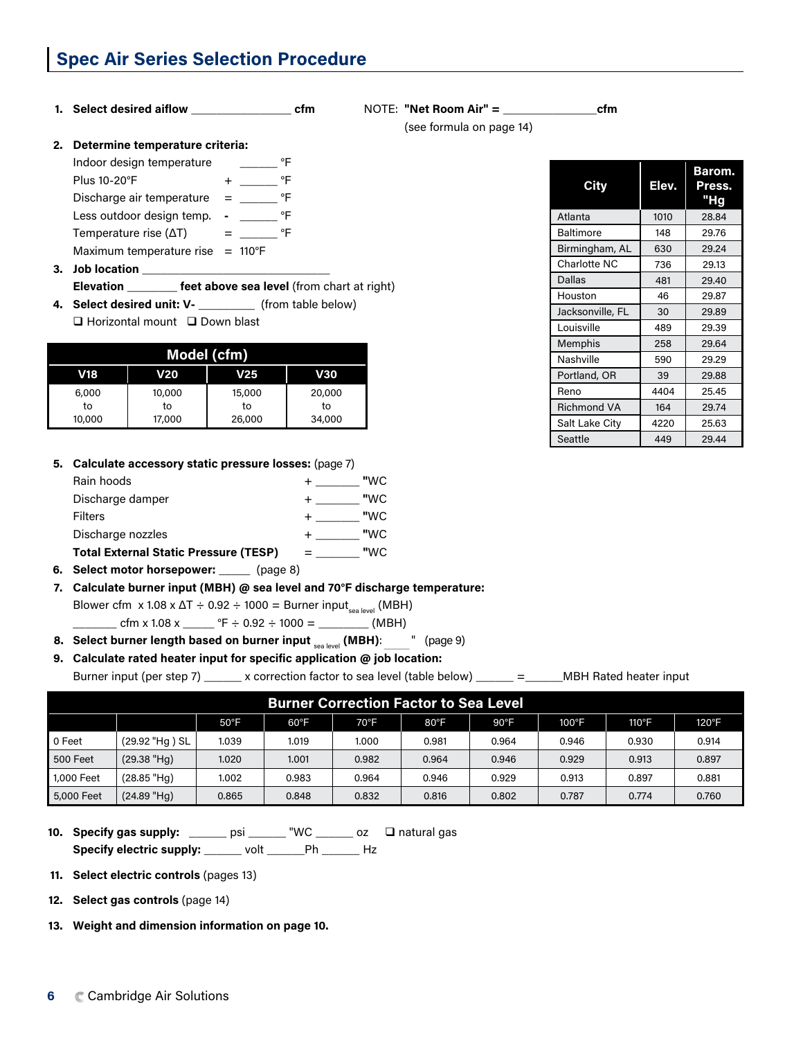## Spec Air Series Selection Procedure

1. **Select desired aiflow _______________ cfm**

   NOTE: **"Net Room Air" = ______________cfm**
   (see formula on page 14)

2. **Determine temperature criteria:**

   | | | |
   |---|---|---|
   | Indoor design temperature | | ______ °F |
   | Plus 10-20°F | + | ______ °F |
   | Discharge air temperature | = | ______ °F |
   | Less outdoor design temp. | - | ______ °F |
   | Temperature rise (ΔT) | = | ______ °F |
   | Maximum temperature rise | = | 110°F |

3. **Job location** ______________________________

   **Elevation** ________ **feet above sea level** (from chart at right)

4. **Select desired unit: V-** _________ (from table below)

   ❑ Horizontal mount ❑ Down blast

| City | Elev. | Barom. Press. "Hg |
|---|---|---|
| Atlanta | 1010 | 28.84 |
| Baltimore | 148 | 29.76 |
| Birmingham, AL | 630 | 29.24 |
| Charlotte NC | 736 | 29.13 |
| Dallas | 481 | 29.40 |
| Houston | 46 | 29.87 |
| Jacksonville, FL | 30 | 29.89 |
| Louisville | 489 | 29.39 |
| Memphis | 258 | 29.64 |
| Nashville | 590 | 29.29 |
| Portland, OR | 39 | 29.88 |
| Reno | 4404 | 25.45 |
| Richmond VA | 164 | 29.74 |
| Salt Lake City | 4220 | 25.63 |
| Seattle | 449 | 29.44 |

| Model (cfm) | | | |
|---|---|---|---|
| **V18** | **V20** | **V25** | **V30** |
| 6,000 to 10,000 | 10,000 to 17,000 | 15,000 to 26,000 | 20,000 to 34,000 |

5. **Calculate accessory static pressure losses:** (page 7)

   | | | |
   |---|---|---|
   | Rain hoods | + | _______ "WC |
   | Discharge damper | + | _______ "WC |
   | Filters | + | _______ "WC |
   | Discharge nozzles | + | _______ "WC |
   | **Total External Static Pressure (TESP)** | = | _______ "WC |

6. **Select motor horsepower:** _____ (page 8)

7. **Calculate burner input (MBH) @ sea level and 70°F discharge temperature:**

   Blower cfm x 1.08 x ΔT ÷ 0.92 ÷ 1000 = Burner input$_{\text{sea level}}$ (MBH)

   _______ cfm x 1.08 x _____ °F ÷ 0.92 ÷ 1000 = ________ (MBH)

8. **Select burner length based on burner input** $_{\text{sea level}}$ **(MBH):** ____ " (page 9)

9. **Calculate rated heater input for specific application @ job location:**

   Burner input (per step 7) ______ x correction factor to sea level (table below) ______ =______MBH Rated heater input

| Burner Correction Factor to Sea Level | | | | | | | | | |
|---|---|---|---|---|---|---|---|---|---|
| | | 50°F | 60°F | 70°F | 80°F | 90°F | 100°F | 110°F | 120°F |
| 0 Feet | (29.92 "Hg ) SL | 1.039 | 1.019 | 1.000 | 0.981 | 0.964 | 0.946 | 0.930 | 0.914 |
| 500 Feet | (29.38 "Hg) | 1.020 | 1.001 | 0.982 | 0.964 | 0.946 | 0.929 | 0.913 | 0.897 |
| 1,000 Feet | (28.85 "Hg) | 1.002 | 0.983 | 0.964 | 0.946 | 0.929 | 0.913 | 0.897 | 0.881 |
| 5,000 Feet | (24.89 "Hg) | 0.865 | 0.848 | 0.832 | 0.816 | 0.802 | 0.787 | 0.774 | 0.760 |

10. **Specify gas supply:** ______ psi ______ "WC ______ oz ❑ natural gas

    **Specify electric supply:** ______ volt ______Ph ______ Hz

11. **Select electric controls** (pages 13)

12. **Select gas controls** (page 14)

13. **Weight and dimension information on page 10.**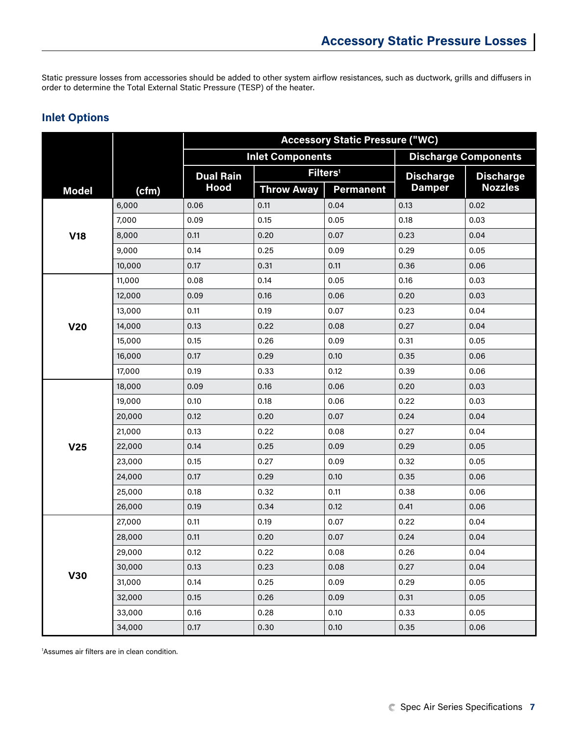## Accessory Static Pressure Losses

Static pressure losses from accessories should be added to other system airflow resistances, such as ductwork, grills and diffusers in order to determine the Total External Static Pressure (TESP) of the heater.

### Inlet Options

| Model | (cfm) | Accessory Static Pressure ("WC) | | | | |
|---|---|---|---|---|---|---|
| | | Inlet Components | | | Discharge Components | |
| | | Dual Rain Hood | Filters[1] | | Discharge Damper | Discharge Nozzles |
| | | | Throw Away | Permanent | | |
| V18 | 6,000 | 0.06 | 0.11 | 0.04 | 0.13 | 0.02 |
| | 7,000 | 0.09 | 0.15 | 0.05 | 0.18 | 0.03 |
| | 8,000 | 0.11 | 0.20 | 0.07 | 0.23 | 0.04 |
| | 9,000 | 0.14 | 0.25 | 0.09 | 0.29 | 0.05 |
| | 10,000 | 0.17 | 0.31 | 0.11 | 0.36 | 0.06 |
| V20 | 11,000 | 0.08 | 0.14 | 0.05 | 0.16 | 0.03 |
| | 12,000 | 0.09 | 0.16 | 0.06 | 0.20 | 0.03 |
| | 13,000 | 0.11 | 0.19 | 0.07 | 0.23 | 0.04 |
| | 14,000 | 0.13 | 0.22 | 0.08 | 0.27 | 0.04 |
| | 15,000 | 0.15 | 0.26 | 0.09 | 0.31 | 0.05 |
| | 16,000 | 0.17 | 0.29 | 0.10 | 0.35 | 0.06 |
| | 17,000 | 0.19 | 0.33 | 0.12 | 0.39 | 0.06 |
| V25 | 18,000 | 0.09 | 0.16 | 0.06 | 0.20 | 0.03 |
| | 19,000 | 0.10 | 0.18 | 0.06 | 0.22 | 0.03 |
| | 20,000 | 0.12 | 0.20 | 0.07 | 0.24 | 0.04 |
| | 21,000 | 0.13 | 0.22 | 0.08 | 0.27 | 0.04 |
| | 22,000 | 0.14 | 0.25 | 0.09 | 0.29 | 0.05 |
| | 23,000 | 0.15 | 0.27 | 0.09 | 0.32 | 0.05 |
| | 24,000 | 0.17 | 0.29 | 0.10 | 0.35 | 0.06 |
| | 25,000 | 0.18 | 0.32 | 0.11 | 0.38 | 0.06 |
| | 26,000 | 0.19 | 0.34 | 0.12 | 0.41 | 0.06 |
| V30 | 27,000 | 0.11 | 0.19 | 0.07 | 0.22 | 0.04 |
| | 28,000 | 0.11 | 0.20 | 0.07 | 0.24 | 0.04 |
| | 29,000 | 0.12 | 0.22 | 0.08 | 0.26 | 0.04 |
| | 30,000 | 0.13 | 0.23 | 0.08 | 0.27 | 0.04 |
| | 31,000 | 0.14 | 0.25 | 0.09 | 0.29 | 0.05 |
| | 32,000 | 0.15 | 0.26 | 0.09 | 0.31 | 0.05 |
| | 33,000 | 0.16 | 0.28 | 0.10 | 0.33 | 0.05 |
| | 34,000 | 0.17 | 0.30 | 0.10 | 0.35 | 0.06 |

[1]Assumes air filters are in clean condition.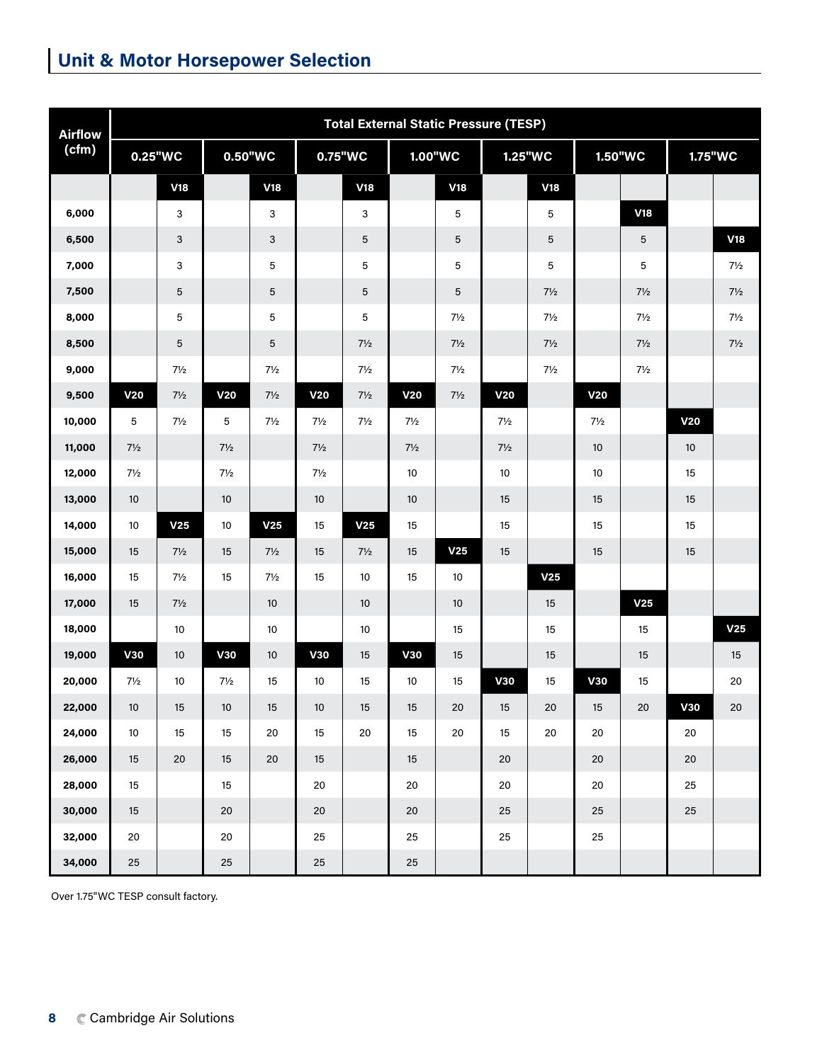## Unit & Motor Horsepower Selection

| Airflow (cfm) | Total External Static Pressure (TESP) | | | | | | | | | | | | | |
|---|---|---|---|---|---|---|---|---|---|---|---|---|---|---|
| | 0.25"WC | | 0.50"WC | | 0.75"WC | | 1.00"WC | | 1.25"WC | | 1.50"WC | | 1.75"WC | |
| | | V18 | | V18 | | V18 | | V18 | | V18 | | | | |
| 6,000 | | 3 | | 3 | | 3 | | 5 | | 5 | | V18 | | |
| 6,500 | | 3 | | 3 | | 5 | | 5 | | 5 | | 5 | | V18 |
| 7,000 | | 3 | | 5 | | 5 | | 5 | | 5 | | 5 | | 7½ |
| 7,500 | | 5 | | 5 | | 5 | | 5 | | 7½ | | 7½ | | 7½ |
| 8,000 | | 5 | | 5 | | 5 | | 7½ | | 7½ | | 7½ | | 7½ |
| 8,500 | | 5 | | 5 | | 7½ | | 7½ | | 7½ | | 7½ | | 7½ |
| 9,000 | | 7½ | | 7½ | | 7½ | | 7½ | | 7½ | | 7½ | | |
| 9,500 | V20 | 7½ | V20 | 7½ | V20 | 7½ | V20 | 7½ | V20 | | V20 | | | |
| 10,000 | 5 | 7½ | 5 | 7½ | 7½ | 7½ | 7½ | | 7½ | | 7½ | | V20 | |
| 11,000 | 7½ | | 7½ | | 7½ | | 7½ | | 7½ | | 10 | | 10 | |
| 12,000 | 7½ | | 7½ | | 7½ | | 10 | | 10 | | 10 | | 15 | |
| 13,000 | 10 | | 10 | | 10 | | 10 | | 15 | | 15 | | 15 | |
| 14,000 | 10 | V25 | 10 | V25 | 15 | V25 | 15 | | 15 | | 15 | | 15 | |
| 15,000 | 15 | 7½ | 15 | 7½ | 15 | 7½ | 15 | V25 | 15 | | 15 | | 15 | |
| 16,000 | 15 | 7½ | 15 | 7½ | 15 | 10 | 15 | 10 | | V25 | | | | |
| 17,000 | 15 | 7½ | | 10 | | 10 | | 10 | | 15 | | V25 | | |
| 18,000 | | 10 | | 10 | | 10 | | 15 | | 15 | | 15 | | V25 |
| 19,000 | V30 | 10 | V30 | 10 | V30 | 15 | V30 | 15 | | 15 | | 15 | | 15 |
| 20,000 | 7½ | 10 | 7½ | 15 | 10 | 15 | 10 | 15 | V30 | 15 | V30 | 15 | | 20 |
| 22,000 | 10 | 15 | 10 | 15 | 10 | 15 | 15 | 20 | 15 | 20 | 15 | 20 | V30 | 20 |
| 24,000 | 10 | 15 | 15 | 20 | 15 | 20 | 15 | 20 | 15 | 20 | 20 | | 20 | |
| 26,000 | 15 | 20 | 15 | 20 | 15 | | 15 | | 20 | | 20 | | 20 | |
| 28,000 | 15 | | 15 | | 20 | | 20 | | 20 | | 20 | | 25 | |
| 30,000 | 15 | | 20 | | 20 | | 20 | | 25 | | 25 | | 25 | |
| 32,000 | 20 | | 20 | | 25 | | 25 | | 25 | | 25 | | | |
| 34,000 | 25 | | 25 | | 25 | | 25 | | | | | | | |

Over 1.75"WC TESP consult factory.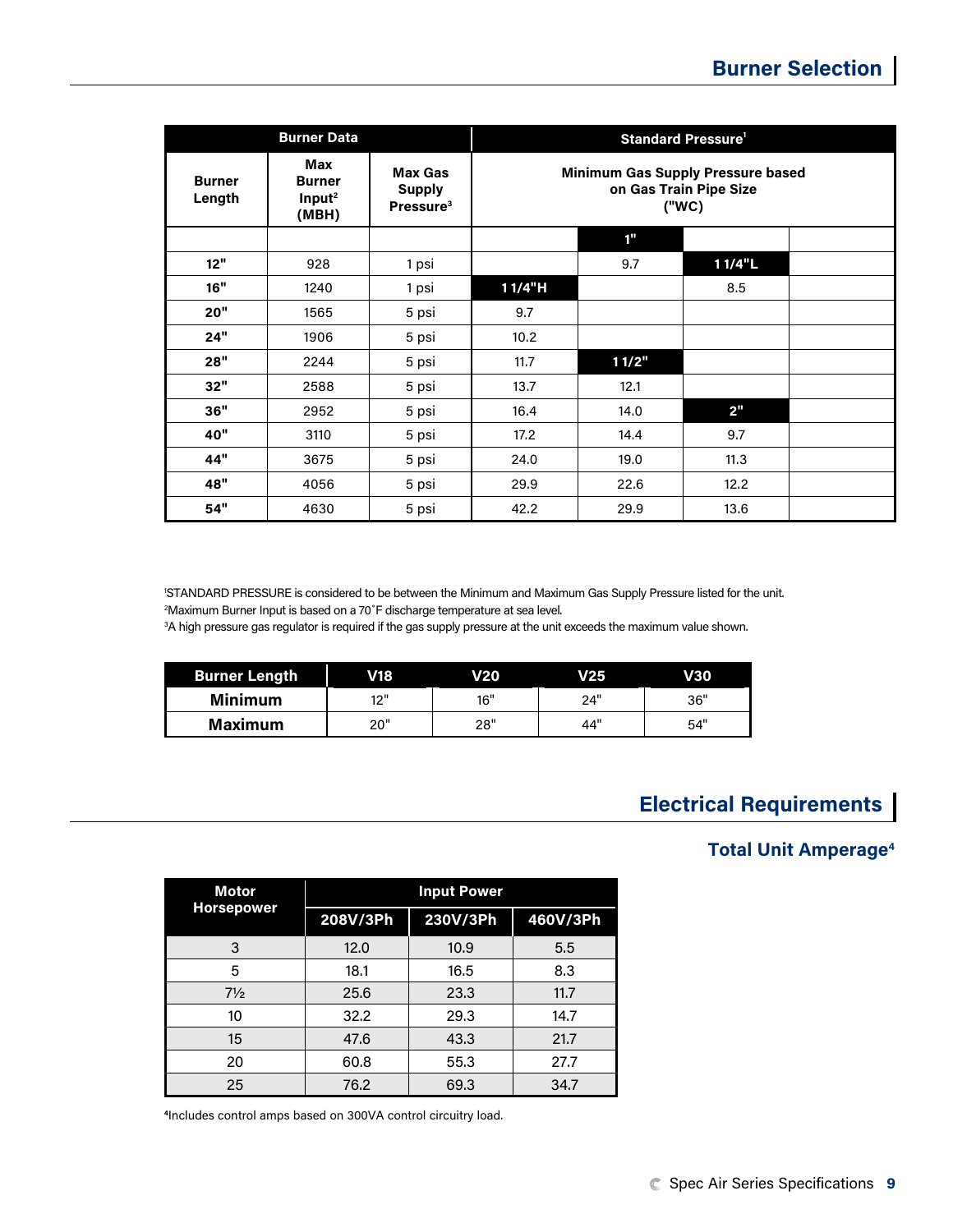## Burner Selection

| Burner Data | | | Standard Pressure[1] | | | |
|---|---|---|---|---|---|---|
| Burner Length | Max Burner Input[2] (MBH) | Max Gas Supply Pressure[3] | Minimum Gas Supply Pressure based on Gas Train Pipe Size ("WC) | | | |
| | | | | 1" | | |
| 12" | 928 | 1 psi | | 9.7 | 1 1/4"L | |
| 16" | 1240 | 1 psi | 1 1/4"H | | 8.5 | |
| 20" | 1565 | 5 psi | 9.7 | | | |
| 24" | 1906 | 5 psi | 10.2 | | | |
| 28" | 2244 | 5 psi | 11.7 | 1 1/2" | | |
| 32" | 2588 | 5 psi | 13.7 | 12.1 | | |
| 36" | 2952 | 5 psi | 16.4 | 14.0 | 2" | |
| 40" | 3110 | 5 psi | 17.2 | 14.4 | 9.7 | |
| 44" | 3675 | 5 psi | 24.0 | 19.0 | 11.3 | |
| 48" | 4056 | 5 psi | 29.9 | 22.6 | 12.2 | |
| 54" | 4630 | 5 psi | 42.2 | 29.9 | 13.6 | |

[1]STANDARD PRESSURE is considered to be between the Minimum and Maximum Gas Supply Pressure listed for the unit.
[2]Maximum Burner Input is based on a 70˚F discharge temperature at sea level.
[3]A high pressure gas regulator is required if the gas supply pressure at the unit exceeds the maximum value shown.

| Burner Length | V18 | V20 | V25 | V30 |
|---|---|---|---|---|
| Minimum | 12" | 16" | 24" | 36" |
| Maximum | 20" | 28" | 44" | 54" |

## Electrical Requirements

### Total Unit Amperage[4]

| Motor Horsepower | Input Power | | |
|---|---|---|---|
| | 208V/3Ph | 230V/3Ph | 460V/3Ph |
| 3 | 12.0 | 10.9 | 5.5 |
| 5 | 18.1 | 16.5 | 8.3 |
| 7½ | 25.6 | 23.3 | 11.7 |
| 10 | 32.2 | 29.3 | 14.7 |
| 15 | 47.6 | 43.3 | 21.7 |
| 20 | 60.8 | 55.3 | 27.7 |
| 25 | 76.2 | 69.3 | 34.7 |

[4]Includes control amps based on 300VA control circuitry load.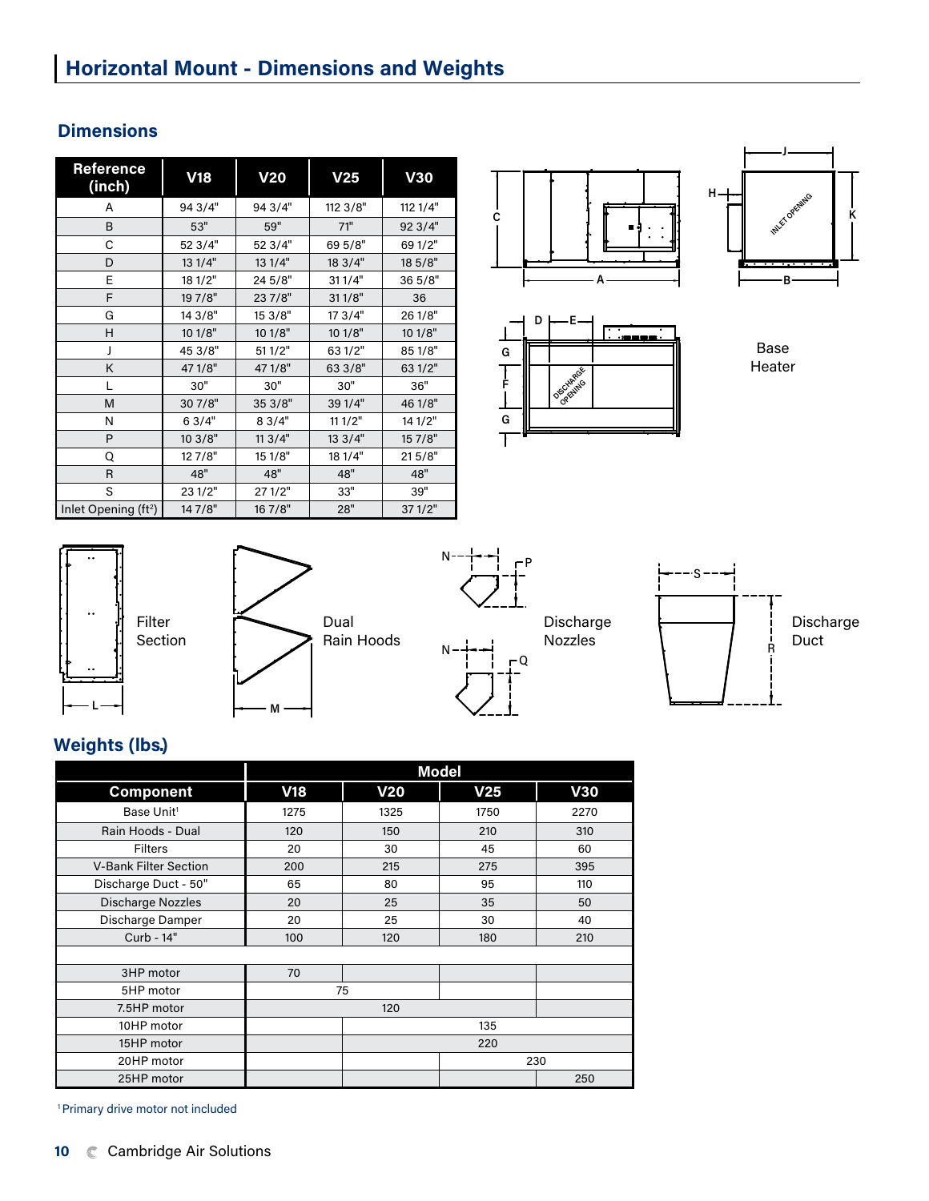# Horizontal Mount - Dimensions and Weights

## Dimensions

| Reference (inch) | V18 | V20 | V25 | V30 |
|---|---|---|---|---|
| A | 94 3/4" | 94 3/4" | 112 3/8" | 112 1/4" |
| B | 53" | 59" | 71" | 92 3/4" |
| C | 52 3/4" | 52 3/4" | 69 5/8" | 69 1/2" |
| D | 13 1/4" | 13 1/4" | 18 3/4" | 18 5/8" |
| E | 18 1/2" | 24 5/8" | 31 1/4" | 36 5/8" |
| F | 19 7/8" | 23 7/8" | 31 1/8" | 36 |
| G | 14 3/8" | 15 3/8" | 17 3/4" | 26 1/8" |
| H | 10 1/8" | 10 1/8" | 10 1/8" | 10 1/8" |
| J | 45 3/8" | 51 1/2" | 63 1/2" | 85 1/8" |
| K | 47 1/8" | 47 1/8" | 63 3/8" | 63 1/2" |
| L | 30" | 30" | 30" | 36" |
| M | 30 7/8" | 35 3/8" | 39 1/4" | 46 1/8" |
| N | 6 3/4" | 8 3/4" | 11 1/2" | 14 1/2" |
| P | 10 3/8" | 11 3/4" | 13 3/4" | 15 7/8" |
| Q | 12 7/8" | 15 1/8" | 18 1/4" | 21 5/8" |
| R | 48" | 48" | 48" | 48" |
| S | 23 1/2" | 27 1/2" | 33" | 39" |
| Inlet Opening (ft²) | 14 7/8" | 16 7/8" | 28" | 37 1/2" |

INLET OPENING

DISCHARGE OPENING

Base Heater

Filter Section

Dual Rain Hoods

Discharge Nozzles

Discharge Duct

## Weights (lbs.)

| Component | Model | | | |
|---|---|---|---|---|
| | V18 | V20 | V25 | V30 |
| Base Unit[1] | 1275 | 1325 | 1750 | 2270 |
| Rain Hoods - Dual | 120 | 150 | 210 | 310 |
| Filters | 20 | 30 | 45 | 60 |
| V-Bank Filter Section | 200 | 215 | 275 | 395 |
| Discharge Duct - 50" | 65 | 80 | 95 | 110 |
| Discharge Nozzles | 20 | 25 | 35 | 50 |
| Discharge Damper | 20 | 25 | 30 | 40 |
| Curb - 14" | 100 | 120 | 180 | 210 |
| | | | | |
| 3HP motor | 70 | | | |
| 5HP motor | 75 | 75 | | |
| 7.5HP motor | 120 | 120 | 120 | |
| 10HP motor | | 135 | 135 | 135 |
| 15HP motor | | 220 | 220 | 220 |
| 20HP motor | | | 230 | 230 |
| 25HP motor | | | | 250 |

[1] Primary drive motor not included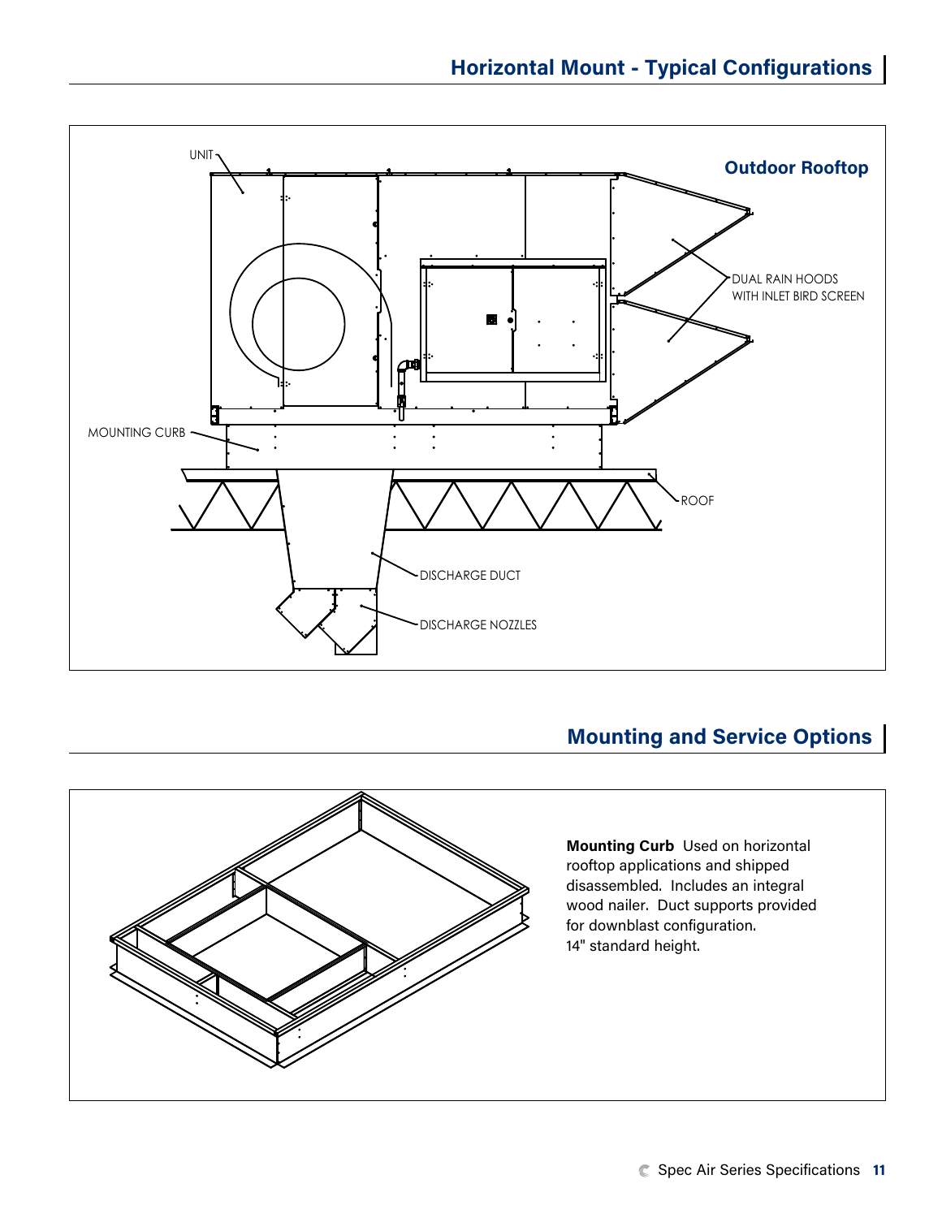## Horizontal Mount - Typical Configurations

Outdoor Rooftop

UNIT

DUAL RAIN HOODS WITH INLET BIRD SCREEN

MOUNTING CURB

ROOF

DISCHARGE DUCT

DISCHARGE NOZZLES

## Mounting and Service Options

**Mounting Curb** Used on horizontal rooftop applications and shipped disassembled. Includes an integral wood nailer. Duct supports provided for downblast configuration. 14" standard height.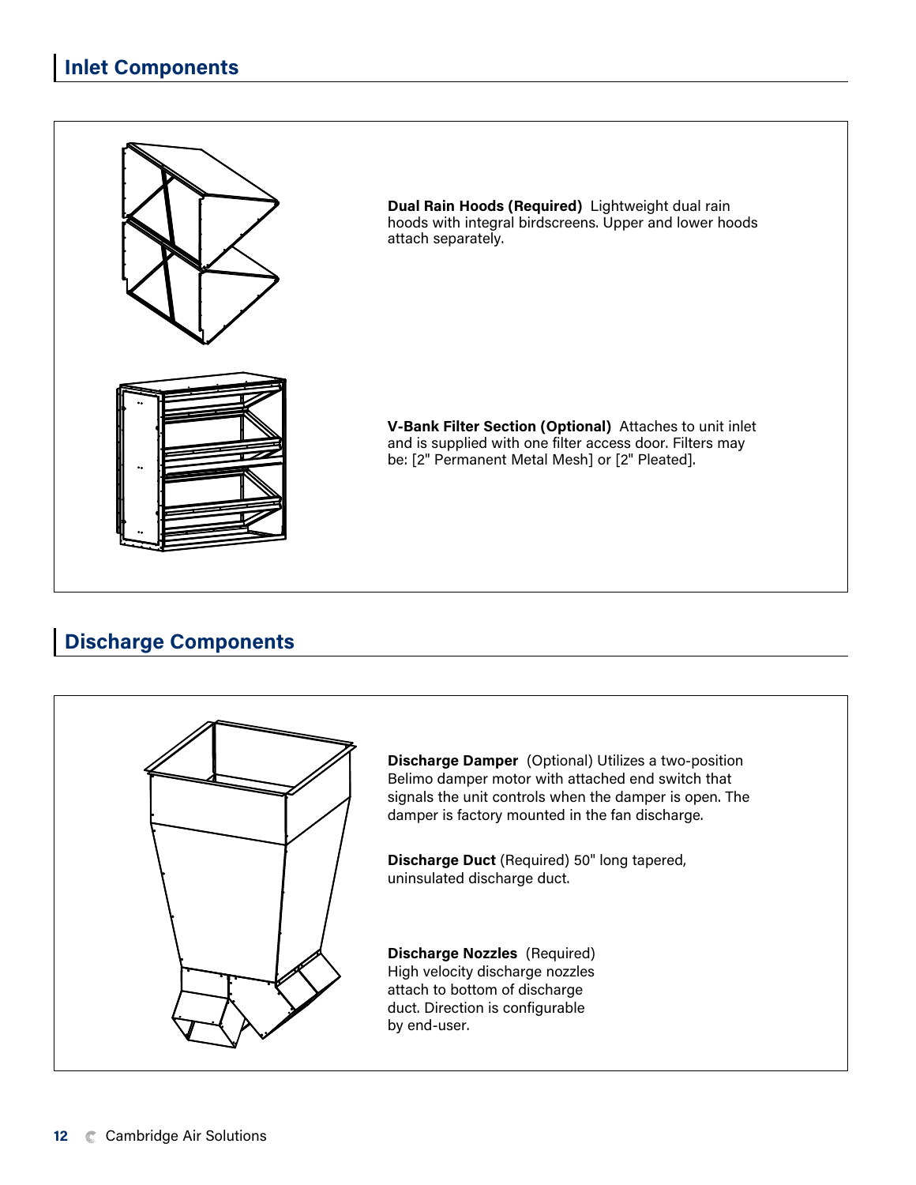## Inlet Components

**Dual Rain Hoods (Required)** Lightweight dual rain hoods with integral birdscreens. Upper and lower hoods attach separately.

**V-Bank Filter Section (Optional)** Attaches to unit inlet and is supplied with one filter access door. Filters may be: [2" Permanent Metal Mesh] or [2" Pleated].

## Discharge Components

**Discharge Damper** (Optional) Utilizes a two-position Belimo damper motor with attached end switch that signals the unit controls when the damper is open. The damper is factory mounted in the fan discharge.

**Discharge Duct** (Required) 50" long tapered, uninsulated discharge duct.

**Discharge Nozzles** (Required) High velocity discharge nozzles attach to bottom of discharge duct. Direction is configurable by end-user.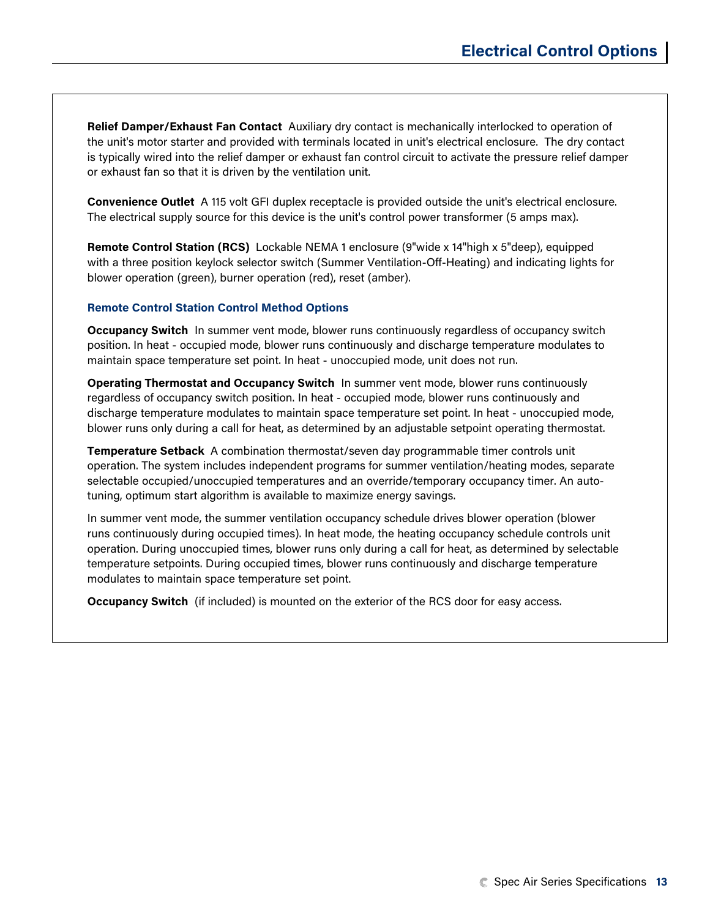# Electrical Control Options

**Relief Damper/Exhaust Fan Contact** Auxiliary dry contact is mechanically interlocked to operation of the unit's motor starter and provided with terminals located in unit's electrical enclosure. The dry contact is typically wired into the relief damper or exhaust fan control circuit to activate the pressure relief damper or exhaust fan so that it is driven by the ventilation unit.

**Convenience Outlet** A 115 volt GFI duplex receptacle is provided outside the unit's electrical enclosure. The electrical supply source for this device is the unit's control power transformer (5 amps max).

**Remote Control Station (RCS)** Lockable NEMA 1 enclosure (9"wide x 14"high x 5"deep), equipped with a three position keylock selector switch (Summer Ventilation-Off-Heating) and indicating lights for blower operation (green), burner operation (red), reset (amber).

### Remote Control Station Control Method Options

**Occupancy Switch** In summer vent mode, blower runs continuously regardless of occupancy switch position. In heat - occupied mode, blower runs continuously and discharge temperature modulates to maintain space temperature set point. In heat - unoccupied mode, unit does not run.

**Operating Thermostat and Occupancy Switch** In summer vent mode, blower runs continuously regardless of occupancy switch position. In heat - occupied mode, blower runs continuously and discharge temperature modulates to maintain space temperature set point. In heat - unoccupied mode, blower runs only during a call for heat, as determined by an adjustable setpoint operating thermostat.

**Temperature Setback** A combination thermostat/seven day programmable timer controls unit operation. The system includes independent programs for summer ventilation/heating modes, separate selectable occupied/unoccupied temperatures and an override/temporary occupancy timer. An auto-tuning, optimum start algorithm is available to maximize energy savings.

In summer vent mode, the summer ventilation occupancy schedule drives blower operation (blower runs continuously during occupied times). In heat mode, the heating occupancy schedule controls unit operation. During unoccupied times, blower runs only during a call for heat, as determined by selectable temperature setpoints. During occupied times, blower runs continuously and discharge temperature modulates to maintain space temperature set point.

**Occupancy Switch** (if included) is mounted on the exterior of the RCS door for easy access.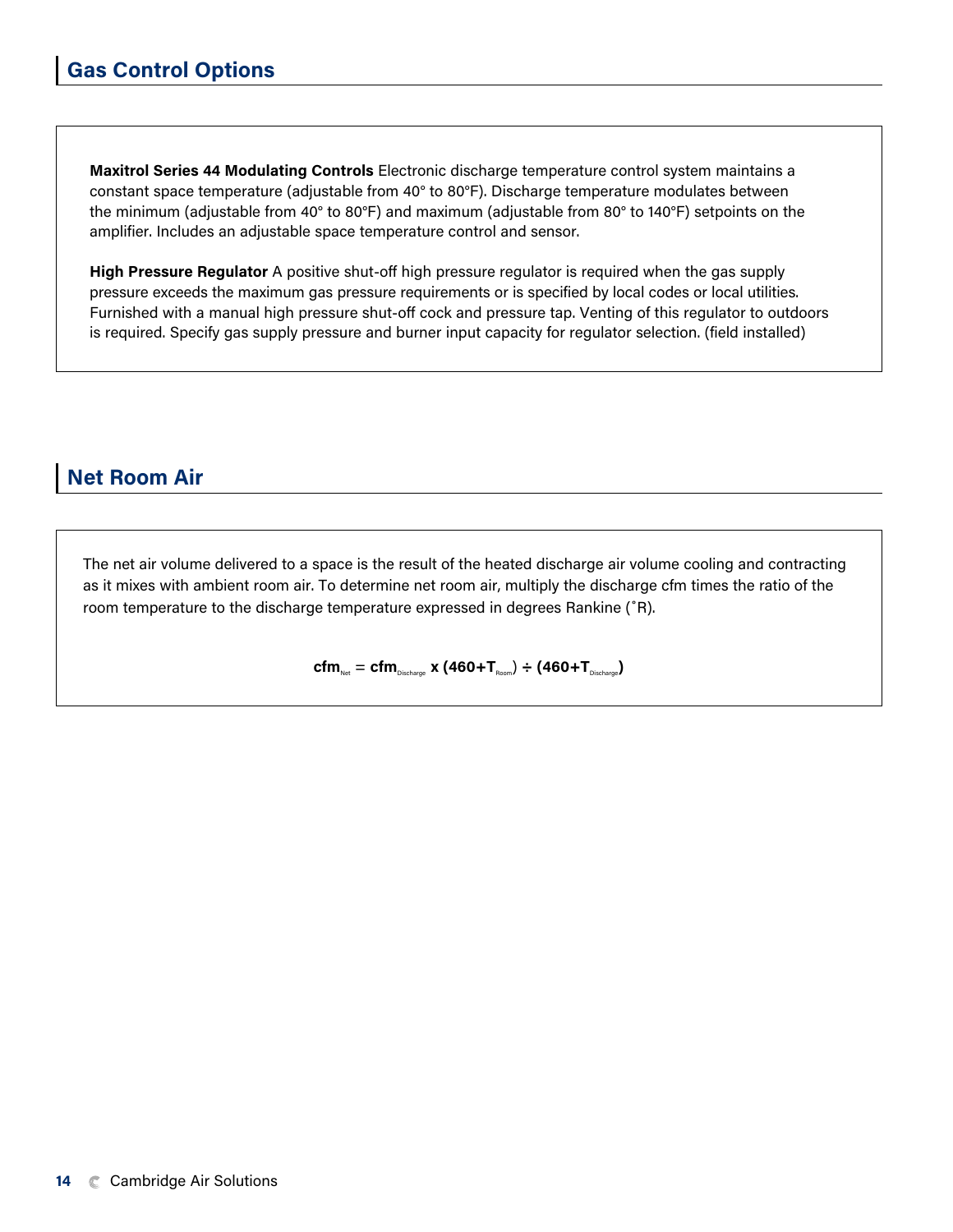## Gas Control Options

**Maxitrol Series 44 Modulating Controls** Electronic discharge temperature control system maintains a constant space temperature (adjustable from 40° to 80°F). Discharge temperature modulates between the minimum (adjustable from 40° to 80°F) and maximum (adjustable from 80° to 140°F) setpoints on the amplifier. Includes an adjustable space temperature control and sensor.

**High Pressure Regulator** A positive shut-off high pressure regulator is required when the gas supply pressure exceeds the maximum gas pressure requirements or is specified by local codes or local utilities. Furnished with a manual high pressure shut-off cock and pressure tap. Venting of this regulator to outdoors is required. Specify gas supply pressure and burner input capacity for regulator selection. (field installed)

## Net Room Air

The net air volume delivered to a space is the result of the heated discharge air volume cooling and contracting as it mixes with ambient room air. To determine net room air, multiply the discharge cfm times the ratio of the room temperature to the discharge temperature expressed in degrees Rankine (˚R).

$$\mathbf{cfm_{Net} = cfm_{Discharge} \times (460+T_{Room}) \div (460+T_{Discharge})}$$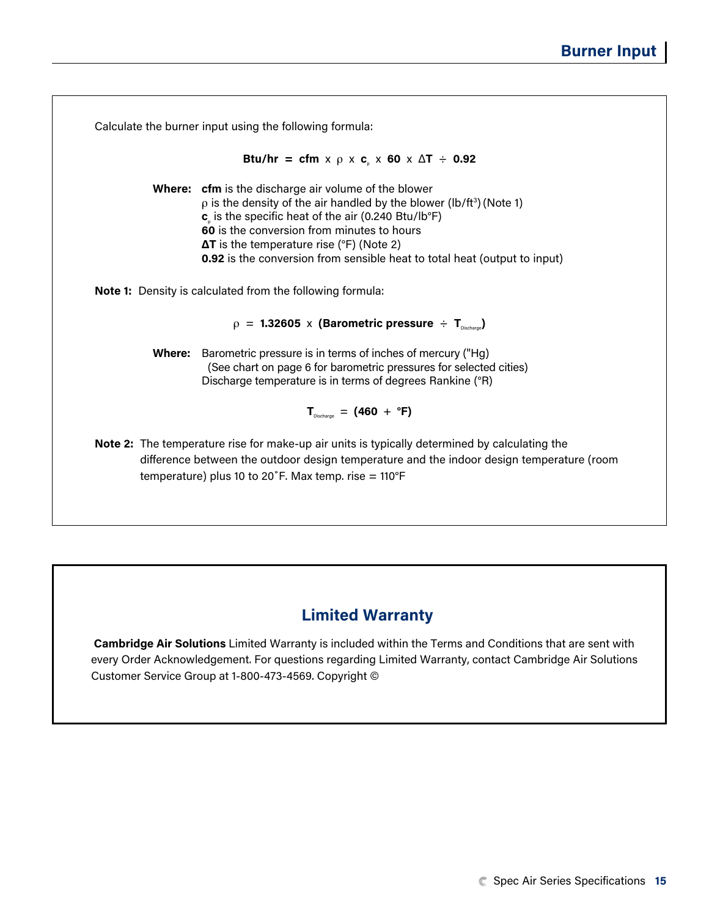## Burner Input

Calculate the burner input using the following formula:

$$\textbf{Btu/hr} = \textbf{cfm} \times \rho \times \textbf{c}_p \times \textbf{60} \times \Delta\textbf{T} \div \textbf{0.92}$$

**Where:** **cfm** is the discharge air volume of the blower
$\rho$ is the density of the air handled by the blower ($lb/ft^3$) (Note 1)
$\textbf{c}_p$ is the specific heat of the air (0.240 Btu/lb°F)
**60** is the conversion from minutes to hours
**ΔT** is the temperature rise (°F) (Note 2)
**0.92** is the conversion from sensible heat to total heat (output to input)

**Note 1:** Density is calculated from the following formula:

$$\rho = \textbf{1.32605} \times (\textbf{Barometric pressure} \div \textbf{T}_{Discharge})$$

**Where:** Barometric pressure is in terms of inches of mercury ("Hg)
(See chart on page 6 for barometric pressures for selected cities)
Discharge temperature is in terms of degrees Rankine (°R)

$$\textbf{T}_{Discharge} = (\textbf{460} + \textbf{°F})$$

**Note 2:** The temperature rise for make-up air units is typically determined by calculating the difference between the outdoor design temperature and the indoor design temperature (room temperature) plus 10 to 20˚F. Max temp. rise = 110°F

## Limited Warranty

**Cambridge Air Solutions** Limited Warranty is included within the Terms and Conditions that are sent with every Order Acknowledgement. For questions regarding Limited Warranty, contact Cambridge Air Solutions Customer Service Group at 1-800-473-4569. Copyright ©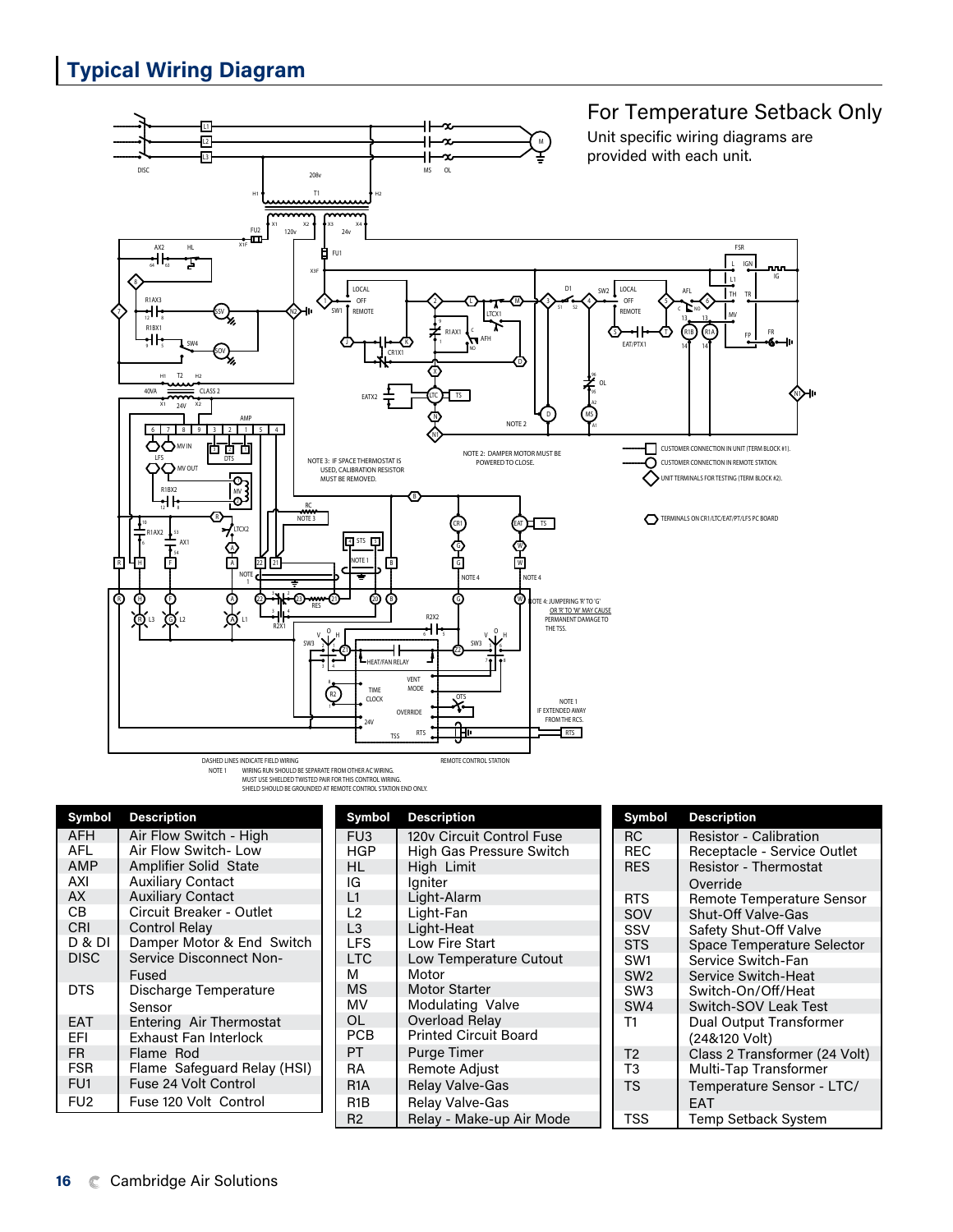# Typical Wiring Diagram

## For Temperature Setback Only

Unit specific wiring diagrams are provided with each unit.

| Symbol | Description |
|---|---|
| AFH | Air Flow Switch - High |
| AFL | Air Flow Switch- Low |
| AMP | Amplifier Solid State |
| AXI | Auxiliary Contact |
| AX | Auxiliary Contact |
| CB | Circuit Breaker - Outlet |
| CRI | Control Relay |
| D & DI | Damper Motor & End Switch |
| DISC | Service Disconnect Non-Fused |
| DTS | Discharge Temperature Sensor |
| EAT | Entering Air Thermostat |
| EFI | Exhaust Fan Interlock |
| FR | Flame Rod |
| FSR | Flame Safeguard Relay (HSI) |
| FU1 | Fuse 24 Volt Control |
| FU2 | Fuse 120 Volt Control |

| Symbol | Description |
|---|---|
| FU3 | 120v Circuit Control Fuse |
| HGP | High Gas Pressure Switch |
| HL | High Limit |
| IG | Igniter |
| L1 | Light-Alarm |
| L2 | Light-Fan |
| L3 | Light-Heat |
| LFS | Low Fire Start |
| LTC | Low Temperature Cutout |
| M | Motor |
| MS | Motor Starter |
| MV | Modulating Valve |
| OL | Overload Relay |
| PCB | Printed Circuit Board |
| PT | Purge Timer |
| RA | Remote Adjust |
| R1A | Relay Valve-Gas |
| R1B | Relay Valve-Gas |
| R2 | Relay - Make-up Air Mode |

| Symbol | Description |
|---|---|
| RC | Resistor - Calibration |
| REC | Receptacle - Service Outlet |
| RES | Resistor - Thermostat Override |
| RTS | Remote Temperature Sensor |
| SOV | Shut-Off Valve-Gas |
| SSV | Safety Shut-Off Valve |
| STS | Space Temperature Selector |
| SW1 | Service Switch-Fan |
| SW2 | Service Switch-Heat |
| SW3 | Switch-On/Off/Heat |
| SW4 | Switch-SOV Leak Test |
| T1 | Dual Output Transformer (24&120 Volt) |
| T2 | Class 2 Transformer (24 Volt) |
| T3 | Multi-Tap Transformer |
| TS | Temperature Sensor - LTC/EAT |
| TSS | Temp Setback System |